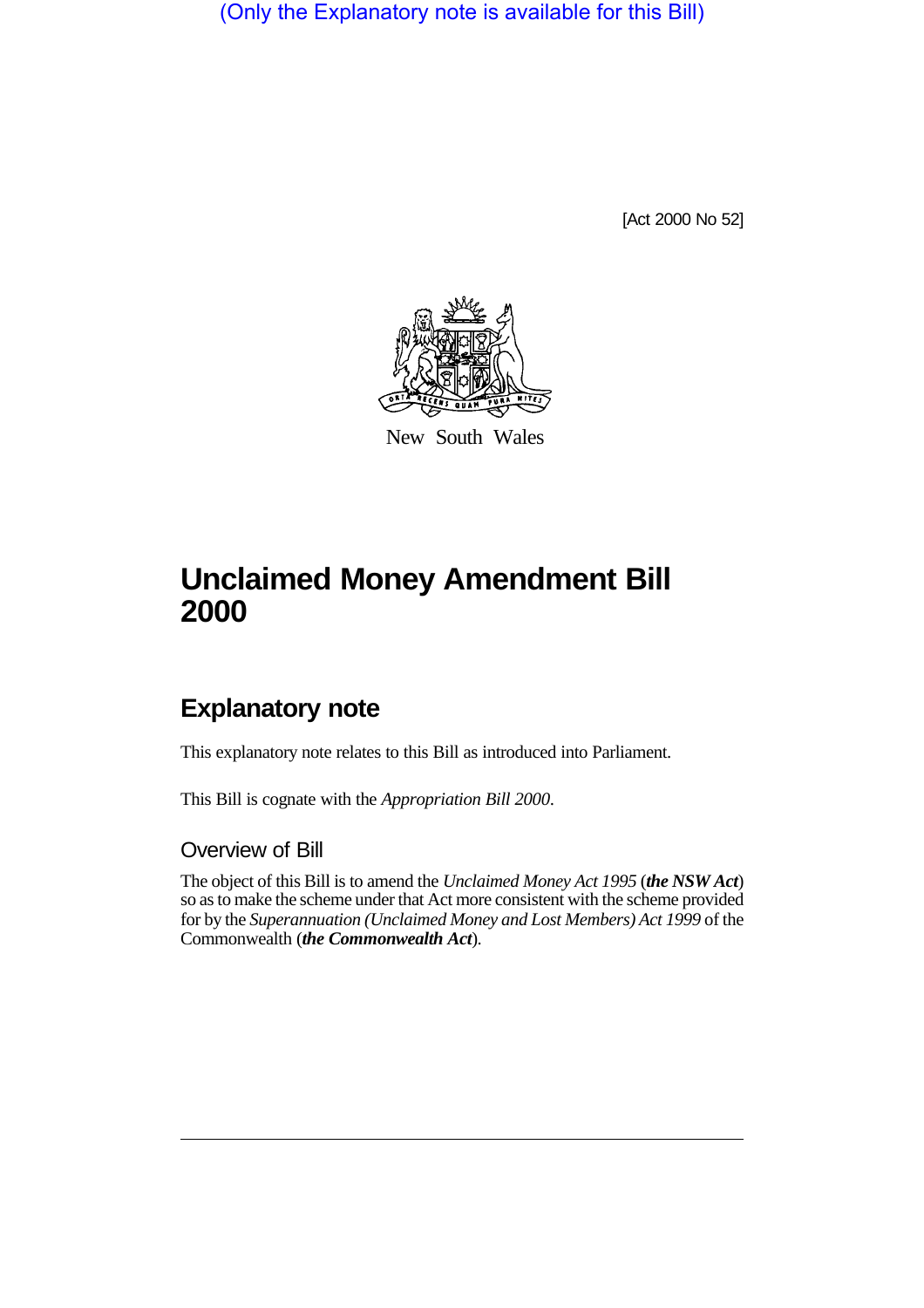(Only the Explanatory note is available for this Bill)

[Act 2000 No 52]

New South Wales

# Unclaimed Money Amendment Bill 2000

## Explanatory note

This explanatory note relates to this Bill as introduced into Parliament.

This Bill is cognate with the *Appropriation Bill 2000*.

### Overview of Bill

The object of this Bill is to amend the *Unclaimed Money Act 1995* (***the NSW Act***) so as to make the scheme under that Act more consistent with the scheme provided for by the *Superannuation (Unclaimed Money and Lost Members) Act 1999* of the Commonwealth (***the Commonwealth Act***).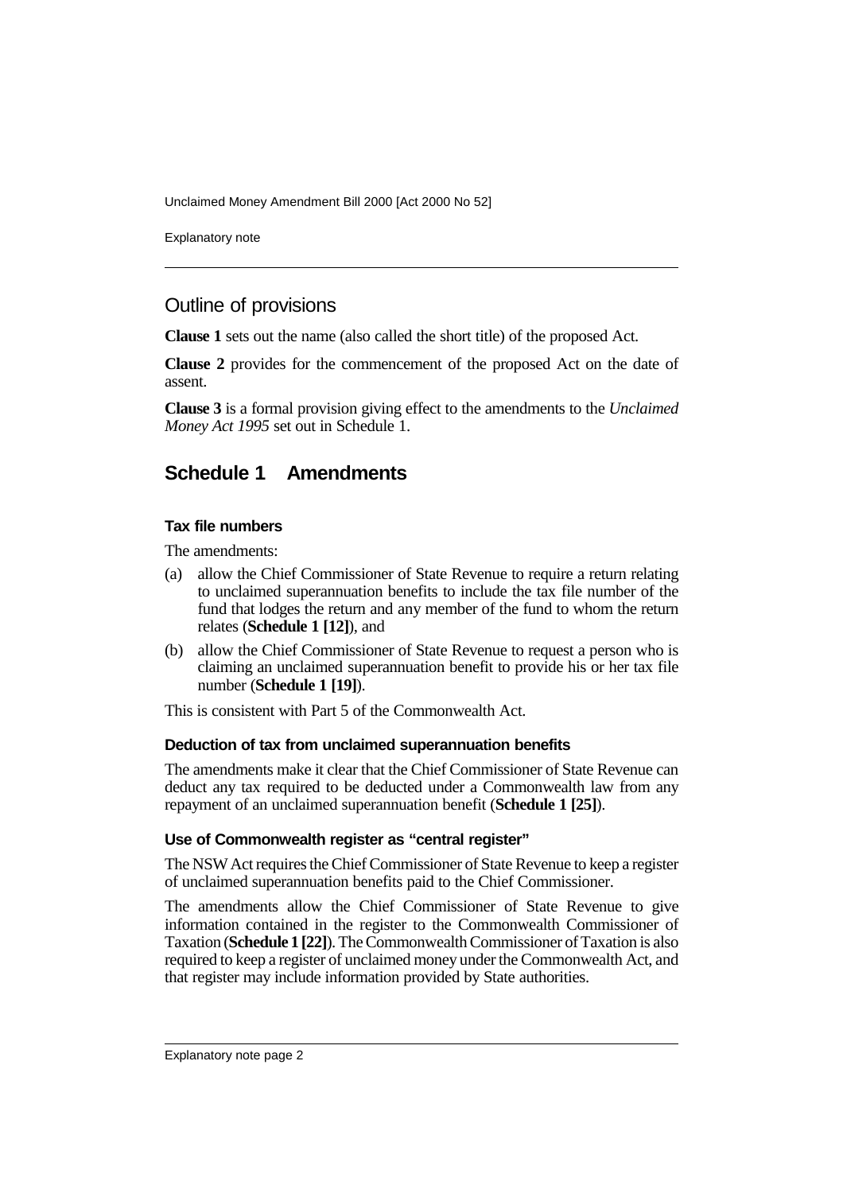## Outline of provisions

**Clause 1** sets out the name (also called the short title) of the proposed Act.

**Clause 2** provides for the commencement of the proposed Act on the date of assent.

**Clause 3** is a formal provision giving effect to the amendments to the *Unclaimed Money Act 1995* set out in Schedule 1.

## Schedule 1 Amendments

### Tax file numbers

The amendments:

(a) allow the Chief Commissioner of State Revenue to require a return relating to unclaimed superannuation benefits to include the tax file number of the fund that lodges the return and any member of the fund to whom the return relates (**Schedule 1 [12]**), and

(b) allow the Chief Commissioner of State Revenue to request a person who is claiming an unclaimed superannuation benefit to provide his or her tax file number (**Schedule 1 [19]**).

This is consistent with Part 5 of the Commonwealth Act.

### Deduction of tax from unclaimed superannuation benefits

The amendments make it clear that the Chief Commissioner of State Revenue can deduct any tax required to be deducted under a Commonwealth law from any repayment of an unclaimed superannuation benefit (**Schedule 1 [25]**).

### Use of Commonwealth register as "central register"

The NSW Act requires the Chief Commissioner of State Revenue to keep a register of unclaimed superannuation benefits paid to the Chief Commissioner.

The amendments allow the Chief Commissioner of State Revenue to give information contained in the register to the Commonwealth Commissioner of Taxation (**Schedule 1 [22]**). The Commonwealth Commissioner of Taxation is also required to keep a register of unclaimed money under the Commonwealth Act, and that register may include information provided by State authorities.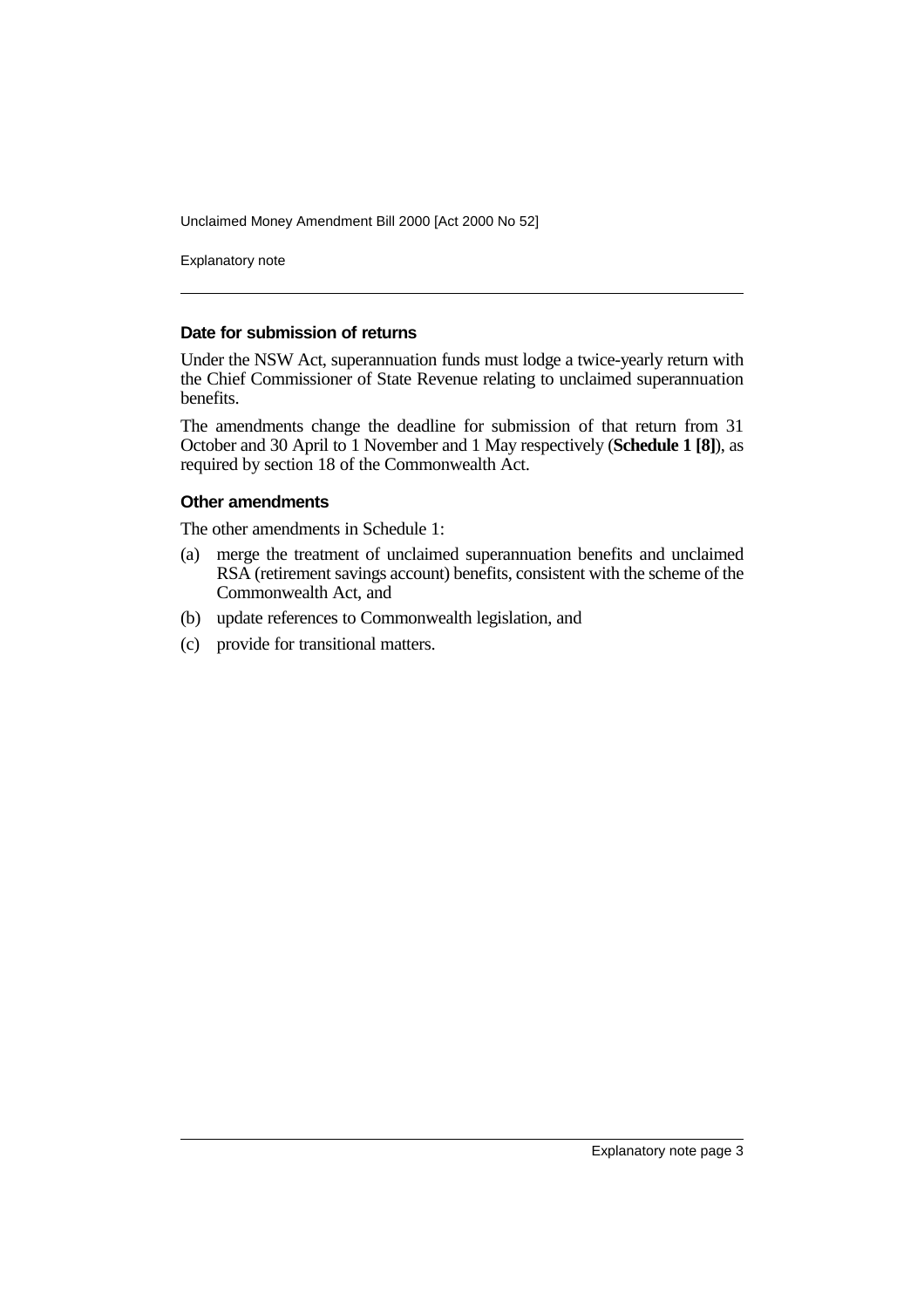### Date for submission of returns

Under the NSW Act, superannuation funds must lodge a twice-yearly return with the Chief Commissioner of State Revenue relating to unclaimed superannuation benefits.

The amendments change the deadline for submission of that return from 31 October and 30 April to 1 November and 1 May respectively (**Schedule 1 [8]**), as required by section 18 of the Commonwealth Act.

### Other amendments

The other amendments in Schedule 1:

(a) merge the treatment of unclaimed superannuation benefits and unclaimed RSA (retirement savings account) benefits, consistent with the scheme of the Commonwealth Act, and

(b) update references to Commonwealth legislation, and

(c) provide for transitional matters.